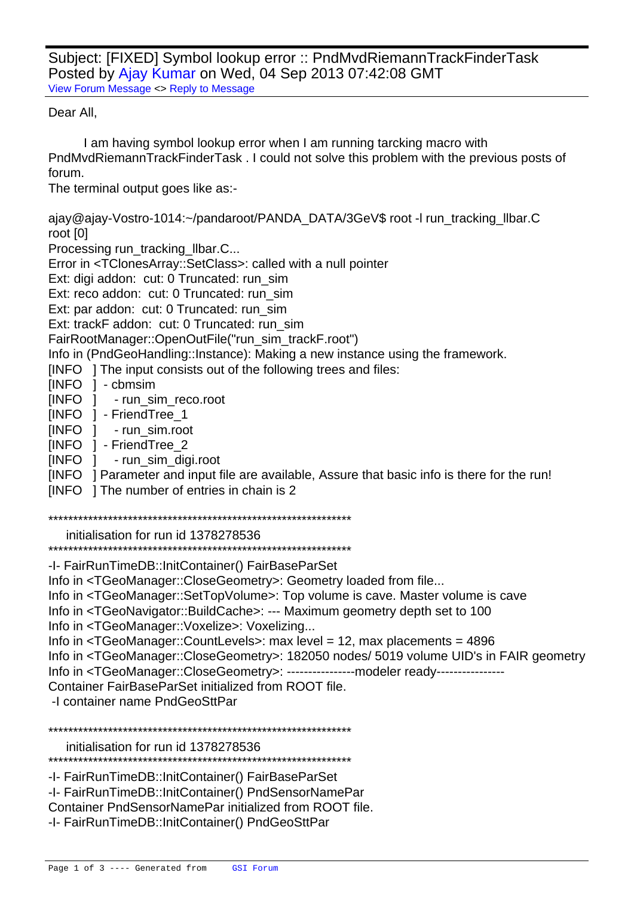Subject: [FIXED] Symbol lookup error :: PndMvdRiemannTrackFinderTask
Posted by Ajay Kumar on Wed, 04 Sep 2013 07:42:08 GMT
View Forum Message <> Reply to Message

Dear All,

I am having symbol lookup error when I am running tarcking macro with PndMvdRiemannTrackFinderTask . I could not solve this problem with the previous posts of forum.

The terminal output goes like as:-

```
ajay@ajay-Vostro-1014:~/pandaroot/PANDA_DATA/3GeV$ root -l run_tracking_llbar.C
root [0]
Processing run_tracking_llbar.C...
Error in <TClonesArray::SetClass>: called with a null pointer
Ext: digi addon:  cut: 0 Truncated: run_sim
Ext: reco addon:  cut: 0 Truncated: run_sim
Ext: par addon:  cut: 0 Truncated: run_sim
Ext: trackF addon:  cut: 0 Truncated: run_sim
FairRootManager::OpenOutFile("run_sim_trackF.root")
Info in (PndGeoHandling::Instance): Making a new instance using the framework.
[INFO   ] The input consists out of the following trees and files:
[INFO   ] - cbmsim
[INFO   ]    - run_sim_reco.root
[INFO   ] - FriendTree_1
[INFO   ]    - run_sim.root
[INFO   ] - FriendTree_2
[INFO   ]    - run_sim_digi.root
[INFO   ] Parameter and input file are available, Assure that basic info is there for the run!
[INFO   ] The number of entries in chain is 2

****************************************************************
    initialisation for run id 1378278536
****************************************************************
-I- FairRunTimeDB::InitContainer() FairBaseParSet
Info in <TGeoManager::CloseGeometry>: Geometry loaded from file...
Info in <TGeoManager::SetTopVolume>: Top volume is cave. Master volume is cave
Info in <TGeoNavigator::BuildCache>: --- Maximum geometry depth set to 100
Info in <TGeoManager::Voxelize>: Voxelizing...
Info in <TGeoManager::CountLevels>: max level = 12, max placements = 4896
Info in <TGeoManager::CloseGeometry>: 182050 nodes/ 5019 volume UID's in FAIR geometry
Info in <TGeoManager::CloseGeometry>: ----------------modeler ready----------------
Container FairBaseParSet initialized from ROOT file.
 -I container name PndGeoSttPar

****************************************************************
    initialisation for run id 1378278536
****************************************************************
-I- FairRunTimeDB::InitContainer() FairBaseParSet
-I- FairRunTimeDB::InitContainer() PndSensorNamePar
Container PndSensorNamePar initialized from ROOT file.
-I- FairRunTimeDB::InitContainer() PndGeoSttPar
```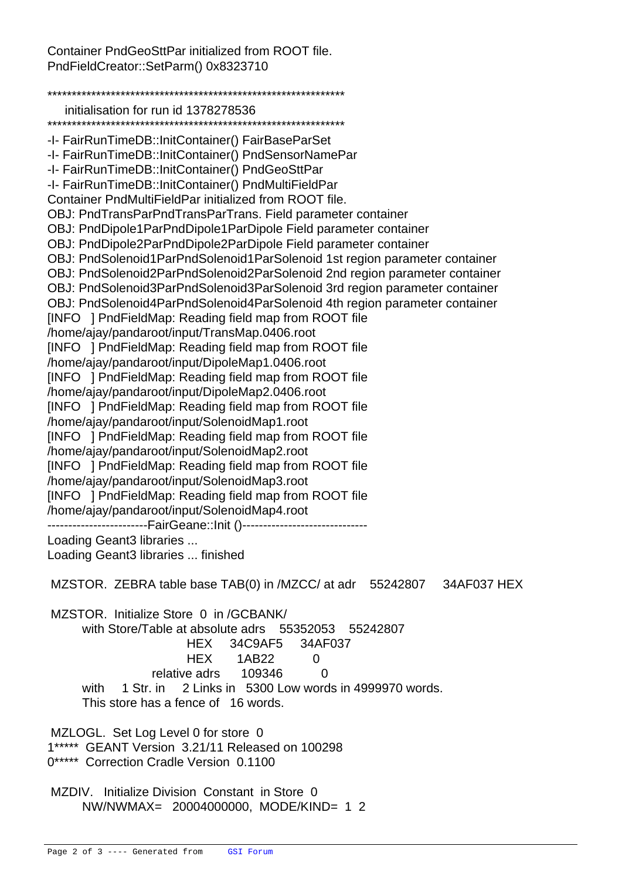Container PndGeoSttPar initialized from ROOT file.
PndFieldCreator::SetParm() 0x8323710

```
************************************************************
    initialisation for run id 1378278536
************************************************************
-I- FairRunTimeDB::InitContainer() FairBaseParSet
-I- FairRunTimeDB::InitContainer() PndSensorNamePar
-I- FairRunTimeDB::InitContainer() PndGeoSttPar
-I- FairRunTimeDB::InitContainer() PndMultiFieldPar
Container PndMultiFieldPar initialized from ROOT file.
OBJ: PndTransParPndTransParTrans. Field parameter container
OBJ: PndDipole1ParPndDipole1ParDipole Field parameter container
OBJ: PndDipole2ParPndDipole2ParDipole Field parameter container
OBJ: PndSolenoid1ParPndSolenoid1ParSolenoid 1st region parameter container
OBJ: PndSolenoid2ParPndSolenoid2ParSolenoid 2nd region parameter container
OBJ: PndSolenoid3ParPndSolenoid3ParSolenoid 3rd region parameter container
OBJ: PndSolenoid4ParPndSolenoid4ParSolenoid 4th region parameter container
[INFO   ] PndFieldMap: Reading field map from ROOT file
/home/ajay/pandaroot/input/TransMap.0406.root
[INFO   ] PndFieldMap: Reading field map from ROOT file
/home/ajay/pandaroot/input/DipoleMap1.0406.root
[INFO   ] PndFieldMap: Reading field map from ROOT file
/home/ajay/pandaroot/input/DipoleMap2.0406.root
[INFO   ] PndFieldMap: Reading field map from ROOT file
/home/ajay/pandaroot/input/SolenoidMap1.root
[INFO   ] PndFieldMap: Reading field map from ROOT file
/home/ajay/pandaroot/input/SolenoidMap2.root
[INFO   ] PndFieldMap: Reading field map from ROOT file
/home/ajay/pandaroot/input/SolenoidMap3.root
[INFO   ] PndFieldMap: Reading field map from ROOT file
/home/ajay/pandaroot/input/SolenoidMap4.root
------------------------FairGeane::Init ()------------------------------
Loading Geant3 libraries ...
Loading Geant3 libraries ... finished

 MZSTOR.  ZEBRA table base TAB(0) in /MZCC/ at adr    55242807     34AF037 HEX

 MZSTOR.  Initialize Store  0  in /GCBANK/
        with Store/Table at absolute adrs    55352053    55242807
                               HEX    34C9AF5    34AF037
                               HEX      1AB22          0
                       relative adrs     109346          0
        with     1 Str. in     2 Links in   5300 Low words in 4999970 words.
        This store has a fence of   16 words.

 MZLOGL.  Set Log Level 0 for store  0
1*****  GEANT Version  3.21/11 Released on 100298
0*****  Correction Cradle Version  0.1100

 MZDIV.  Initialize Division  Constant  in Store  0
        NW/NWMAX=   20004000000,  MODE/KIND=  1  2
```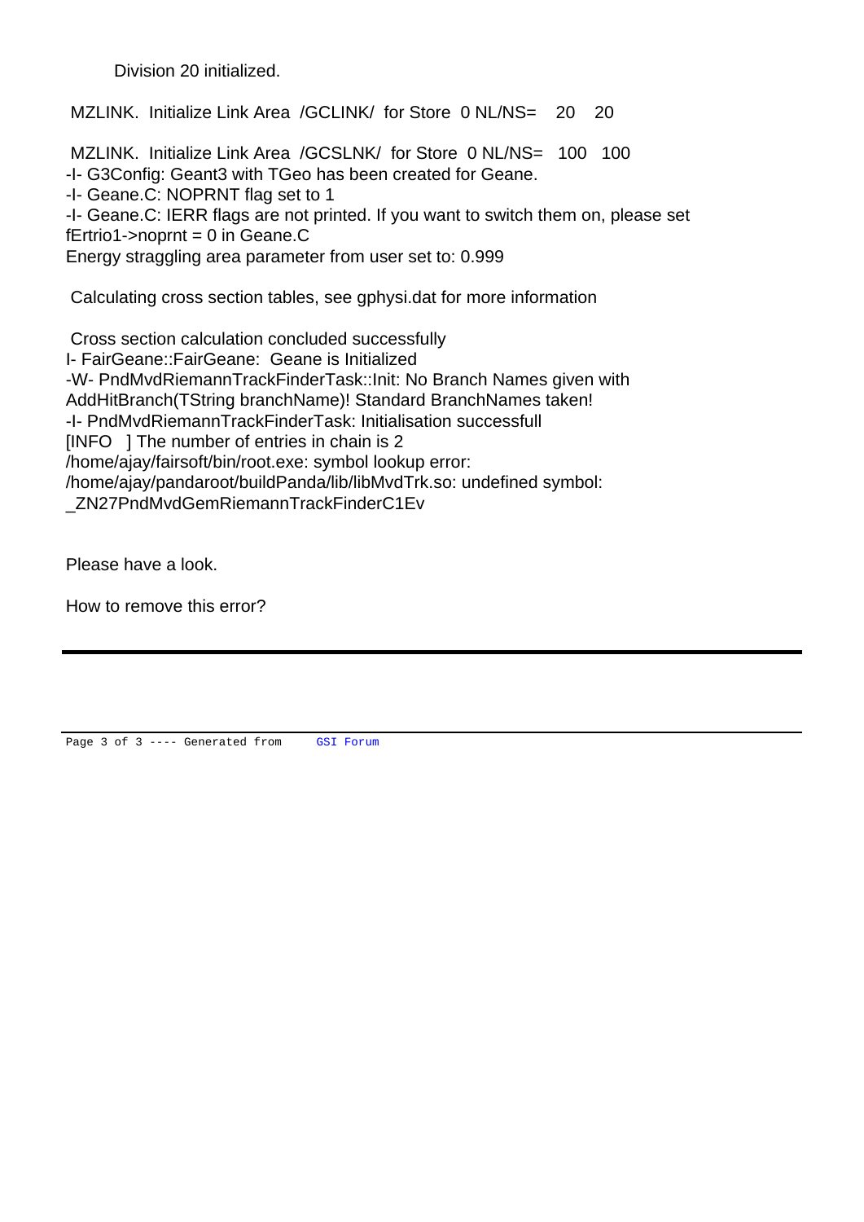Division 20 initialized.

MZLINK. Initialize Link Area /GCLINK/ for Store 0 NL/NS= 20 20

MZLINK. Initialize Link Area /GCSLNK/ for Store 0 NL/NS= 100 100
-I- G3Config: Geant3 with TGeo has been created for Geane.
-I- Geane.C: NOPRNT flag set to 1
-I- Geane.C: IERR flags are not printed. If you want to switch them on, please set fErtrio1->noprnt = 0 in Geane.C
Energy straggling area parameter from user set to: 0.999

Calculating cross section tables, see gphysi.dat for more information

Cross section calculation concluded successfully
I- FairGeane::FairGeane: Geane is Initialized
-W- PndMvdRiemannTrackFinderTask::Init: No Branch Names given with AddHitBranch(TString branchName)! Standard BranchNames taken!
-I- PndMvdRiemannTrackFinderTask: Initialisation successfull
[INFO ] The number of entries in chain is 2
/home/ajay/fairsoft/bin/root.exe: symbol lookup error:
/home/ajay/pandaroot/buildPanda/lib/libMvdTrk.so: undefined symbol:
_ZN27PndMvdGemRiemannTrackFinderC1Ev

Please have a look.

How to remove this error?